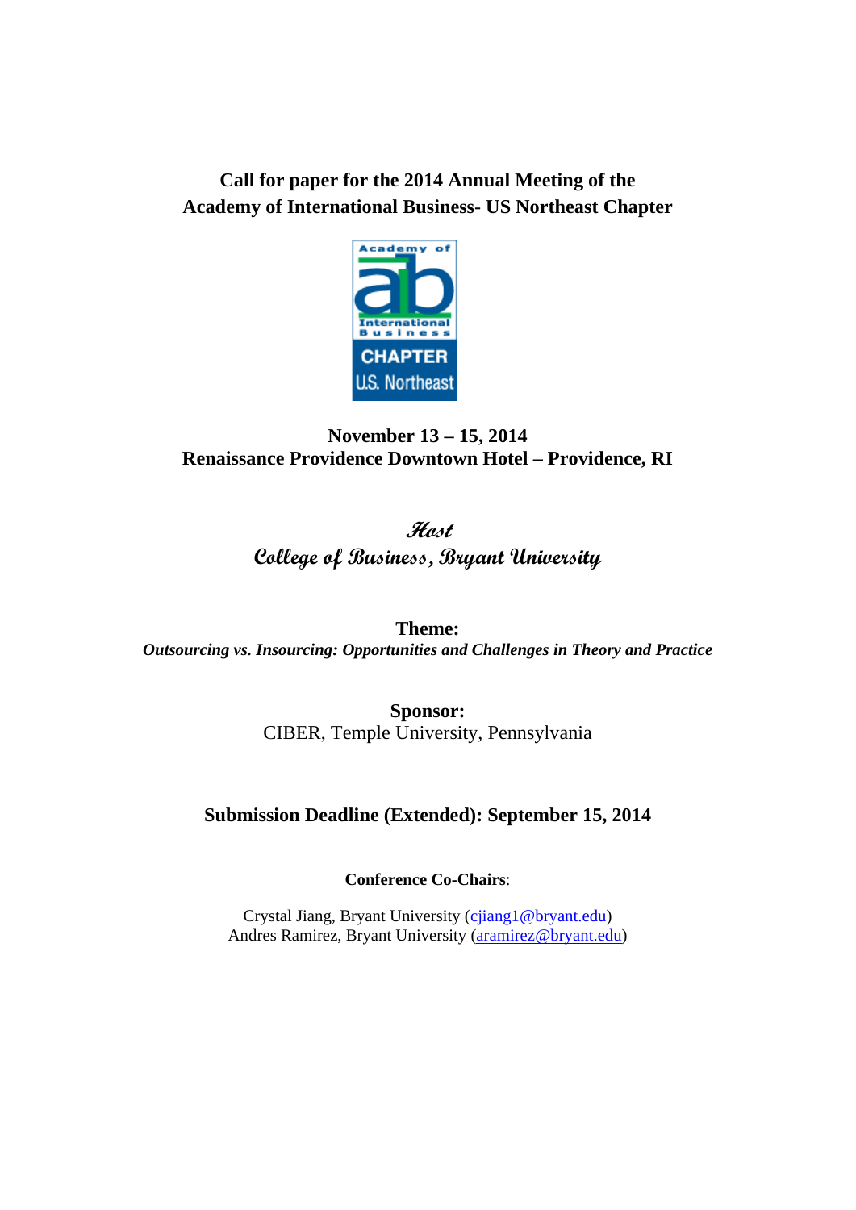# Call for paper for the 2014 Annual Meeting of the Academy of International Business- US Northeast Chapter

**November 13 – 15, 2014**
**Renaissance Providence Downtown Hotel – Providence, RI**

**Host**
**College of Business, Bryant University**

**Theme:**
***Outsourcing vs. Insourcing: Opportunities and Challenges in Theory and Practice***

**Sponsor:**
CIBER, Temple University, Pennsylvania

**Submission Deadline (Extended): September 15, 2014**

**Conference Co-Chairs**:

Crystal Jiang, Bryant University (cjiang1@bryant.edu)
Andres Ramirez, Bryant University (aramirez@bryant.edu)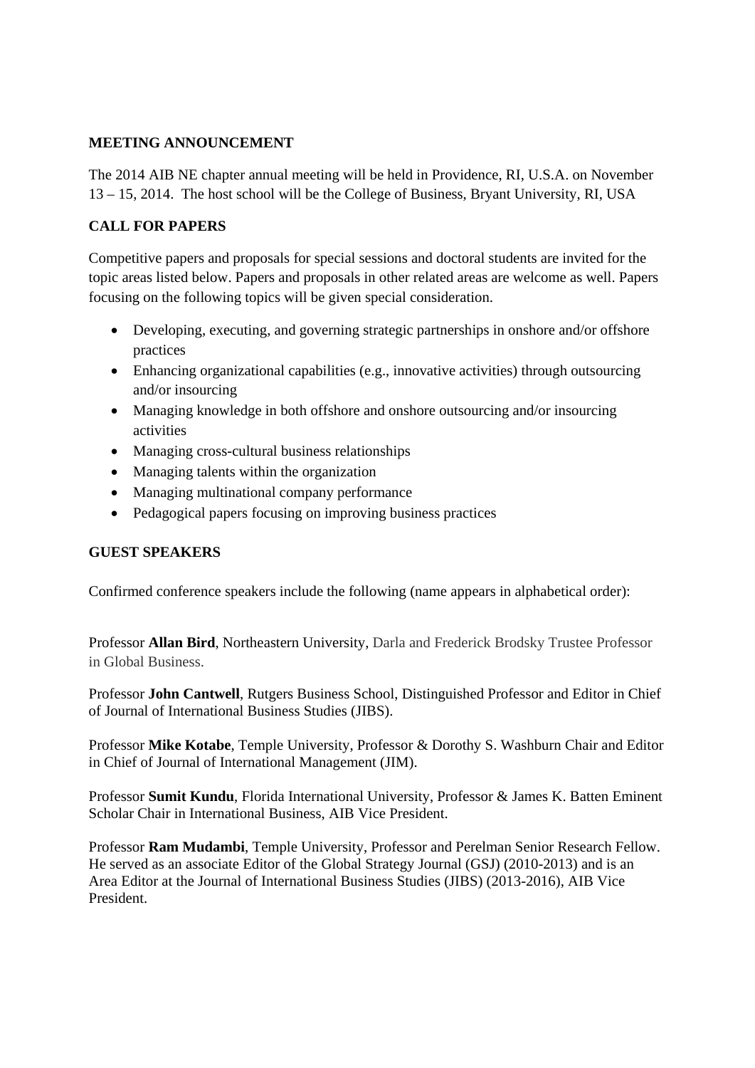**MEETING ANNOUNCEMENT**

The 2014 AIB NE chapter annual meeting will be held in Providence, RI, U.S.A. on November 13 – 15, 2014. The host school will be the College of Business, Bryant University, RI, USA

**CALL FOR PAPERS**

Competitive papers and proposals for special sessions and doctoral students are invited for the topic areas listed below. Papers and proposals in other related areas are welcome as well. Papers focusing on the following topics will be given special consideration.

- Developing, executing, and governing strategic partnerships in onshore and/or offshore practices
- Enhancing organizational capabilities (e.g., innovative activities) through outsourcing and/or insourcing
- Managing knowledge in both offshore and onshore outsourcing and/or insourcing activities
- Managing cross-cultural business relationships
- Managing talents within the organization
- Managing multinational company performance
- Pedagogical papers focusing on improving business practices

**GUEST SPEAKERS**

Confirmed conference speakers include the following (name appears in alphabetical order):

Professor **Allan Bird**, Northeastern University, Darla and Frederick Brodsky Trustee Professor in Global Business.

Professor **John Cantwell**, Rutgers Business School, Distinguished Professor and Editor in Chief of Journal of International Business Studies (JIBS).

Professor **Mike Kotabe**, Temple University, Professor & Dorothy S. Washburn Chair and Editor in Chief of Journal of International Management (JIM).

Professor **Sumit Kundu**, Florida International University, Professor & James K. Batten Eminent Scholar Chair in International Business, AIB Vice President.

Professor **Ram Mudambi**, Temple University, Professor and Perelman Senior Research Fellow. He served as an associate Editor of the Global Strategy Journal (GSJ) (2010-2013) and is an Area Editor at the Journal of International Business Studies (JIBS) (2013-2016), AIB Vice President.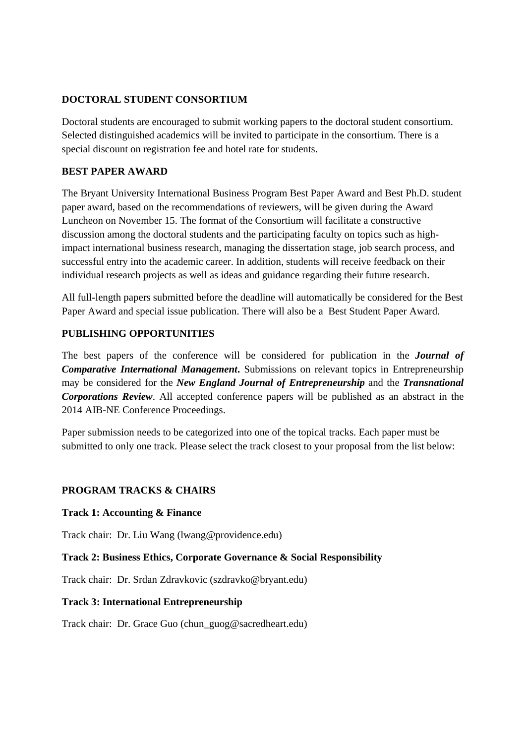## DOCTORAL STUDENT CONSORTIUM

Doctoral students are encouraged to submit working papers to the doctoral student consortium. Selected distinguished academics will be invited to participate in the consortium. There is a special discount on registration fee and hotel rate for students.

## BEST PAPER AWARD

The Bryant University International Business Program Best Paper Award and Best Ph.D. student paper award, based on the recommendations of reviewers, will be given during the Award Luncheon on November 15. The format of the Consortium will facilitate a constructive discussion among the doctoral students and the participating faculty on topics such as high-impact international business research, managing the dissertation stage, job search process, and successful entry into the academic career. In addition, students will receive feedback on their individual research projects as well as ideas and guidance regarding their future research.

All full-length papers submitted before the deadline will automatically be considered for the Best Paper Award and special issue publication. There will also be a Best Student Paper Award.

## PUBLISHING OPPORTUNITIES

The best papers of the conference will be considered for publication in the ***Journal of Comparative International Management***. Submissions on relevant topics in Entrepreneurship may be considered for the ***New England Journal of Entrepreneurship*** and the ***Transnational Corporations Review***. All accepted conference papers will be published as an abstract in the 2014 AIB-NE Conference Proceedings.

Paper submission needs to be categorized into one of the topical tracks. Each paper must be submitted to only one track. Please select the track closest to your proposal from the list below:

## PROGRAM TRACKS & CHAIRS

### Track 1: Accounting & Finance

Track chair: Dr. Liu Wang (lwang@providence.edu)

### Track 2: Business Ethics, Corporate Governance & Social Responsibility

Track chair: Dr. Srdan Zdravkovic (szdravko@bryant.edu)

### Track 3: International Entrepreneurship

Track chair: Dr. Grace Guo (chun_guog@sacredheart.edu)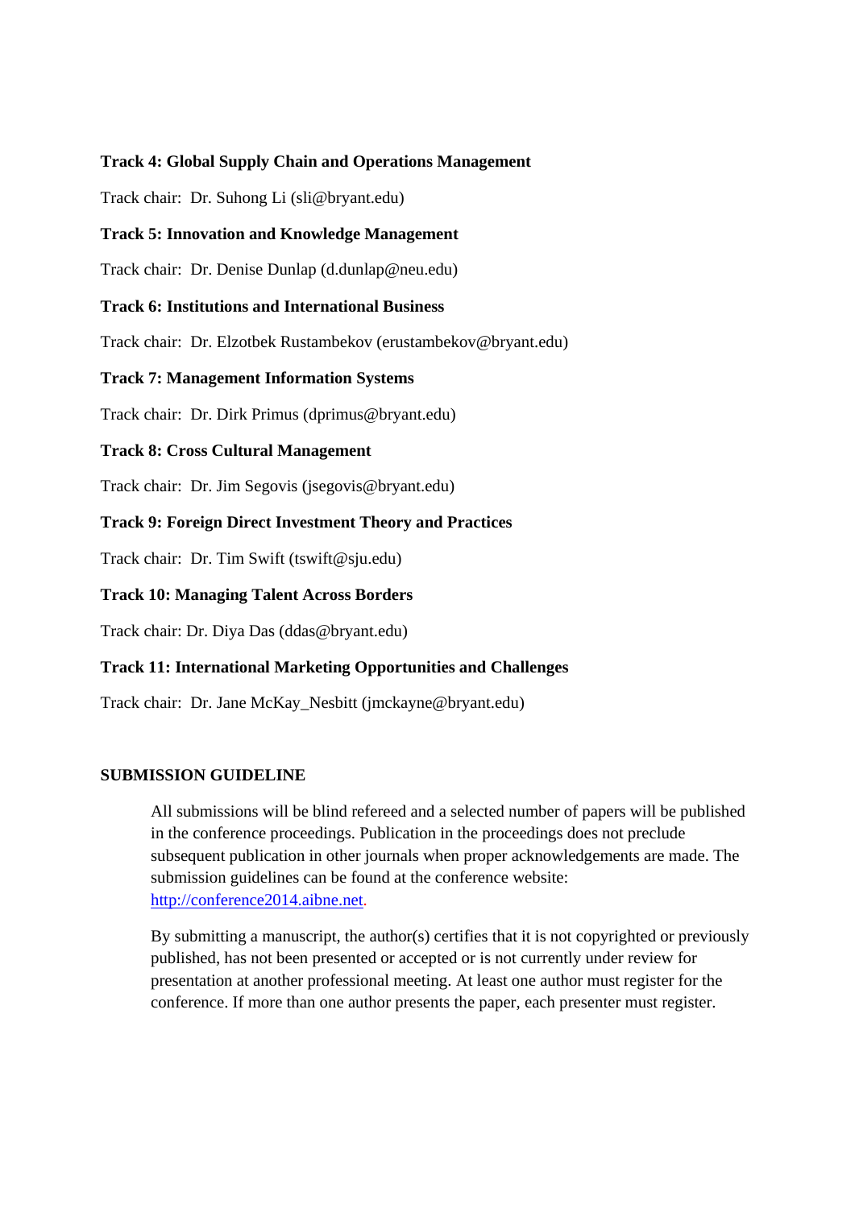**Track 4: Global Supply Chain and Operations Management**

Track chair: Dr. Suhong Li (sli@bryant.edu)

**Track 5: Innovation and Knowledge Management**

Track chair: Dr. Denise Dunlap (d.dunlap@neu.edu)

**Track 6: Institutions and International Business**

Track chair: Dr. Elzotbek Rustambekov (erustambekov@bryant.edu)

**Track 7: Management Information Systems**

Track chair: Dr. Dirk Primus (dprimus@bryant.edu)

**Track 8: Cross Cultural Management**

Track chair: Dr. Jim Segovis (jsegovis@bryant.edu)

**Track 9: Foreign Direct Investment Theory and Practices**

Track chair: Dr. Tim Swift (tswift@sju.edu)

**Track 10: Managing Talent Across Borders**

Track chair: Dr. Diya Das (ddas@bryant.edu)

**Track 11: International Marketing Opportunities and Challenges**

Track chair: Dr. Jane McKay_Nesbitt (jmckayne@bryant.edu)

## SUBMISSION GUIDELINE

All submissions will be blind refereed and a selected number of papers will be published in the conference proceedings. Publication in the proceedings does not preclude subsequent publication in other journals when proper acknowledgements are made. The submission guidelines can be found at the conference website: [http://conference2014.aibne.net](http://conference2014.aibne.net).

By submitting a manuscript, the author(s) certifies that it is not copyrighted or previously published, has not been presented or accepted or is not currently under review for presentation at another professional meeting. At least one author must register for the conference. If more than one author presents the paper, each presenter must register.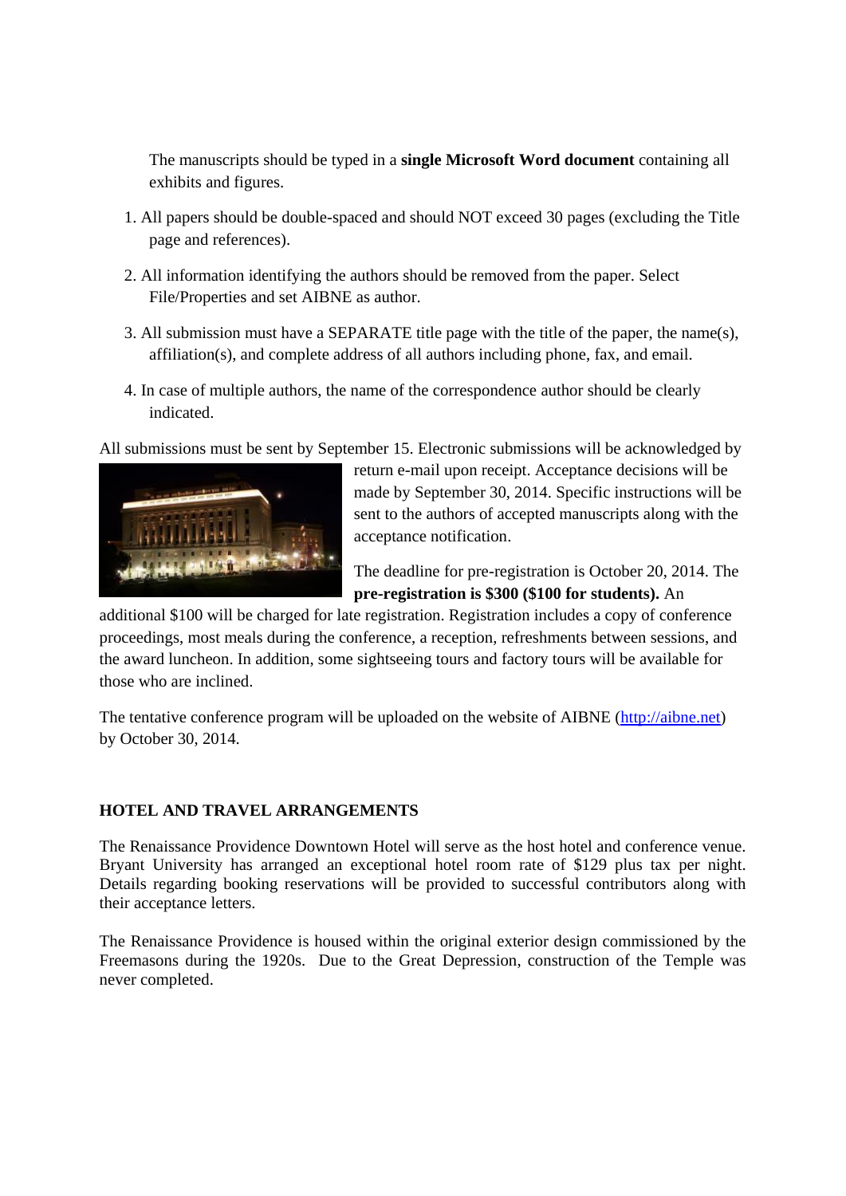The manuscripts should be typed in a **single Microsoft Word document** containing all exhibits and figures.

1. All papers should be double-spaced and should NOT exceed 30 pages (excluding the Title page and references).
2. All information identifying the authors should be removed from the paper. Select File/Properties and set AIBNE as author.
3. All submission must have a SEPARATE title page with the title of the paper, the name(s), affiliation(s), and complete address of all authors including phone, fax, and email.
4. In case of multiple authors, the name of the correspondence author should be clearly indicated.

All submissions must be sent by September 15. Electronic submissions will be acknowledged by return e-mail upon receipt. Acceptance decisions will be made by September 30, 2014. Specific instructions will be sent to the authors of accepted manuscripts along with the acceptance notification.

The deadline for pre-registration is October 20, 2014. The **pre-registration is $300 ($100 for students).** An additional $100 will be charged for late registration. Registration includes a copy of conference proceedings, most meals during the conference, a reception, refreshments between sessions, and the award luncheon. In addition, some sightseeing tours and factory tours will be available for those who are inclined.

The tentative conference program will be uploaded on the website of AIBNE (http://aibne.net) by October 30, 2014.

**HOTEL AND TRAVEL ARRANGEMENTS**

The Renaissance Providence Downtown Hotel will serve as the host hotel and conference venue. Bryant University has arranged an exceptional hotel room rate of $129 plus tax per night. Details regarding booking reservations will be provided to successful contributors along with their acceptance letters.

The Renaissance Providence is housed within the original exterior design commissioned by the Freemasons during the 1920s. Due to the Great Depression, construction of the Temple was never completed.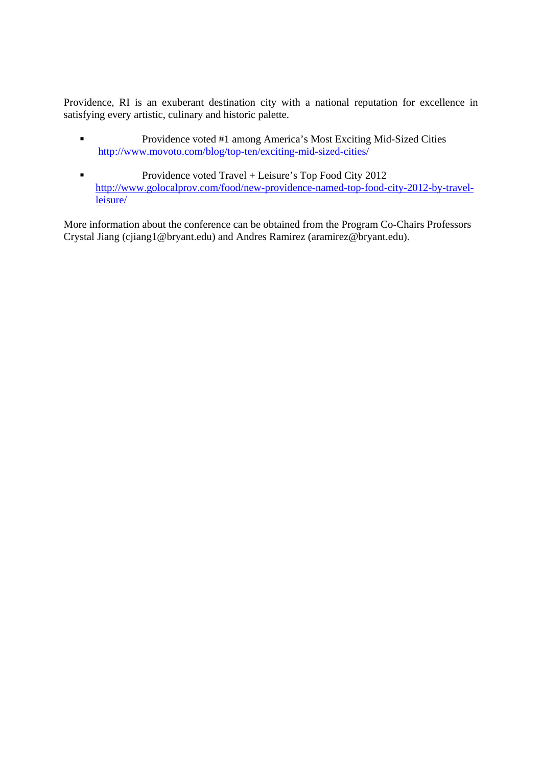Providence, RI is an exuberant destination city with a national reputation for excellence in satisfying every artistic, culinary and historic palette.

- Providence voted #1 among America's Most Exciting Mid-Sized Cities
  http://www.movoto.com/blog/top-ten/exciting-mid-sized-cities/

- Providence voted Travel + Leisure's Top Food City 2012
  http://www.golocalprov.com/food/new-providence-named-top-food-city-2012-by-travel-leisure/

More information about the conference can be obtained from the Program Co-Chairs Professors Crystal Jiang (cjiang1@bryant.edu) and Andres Ramirez (aramirez@bryant.edu).